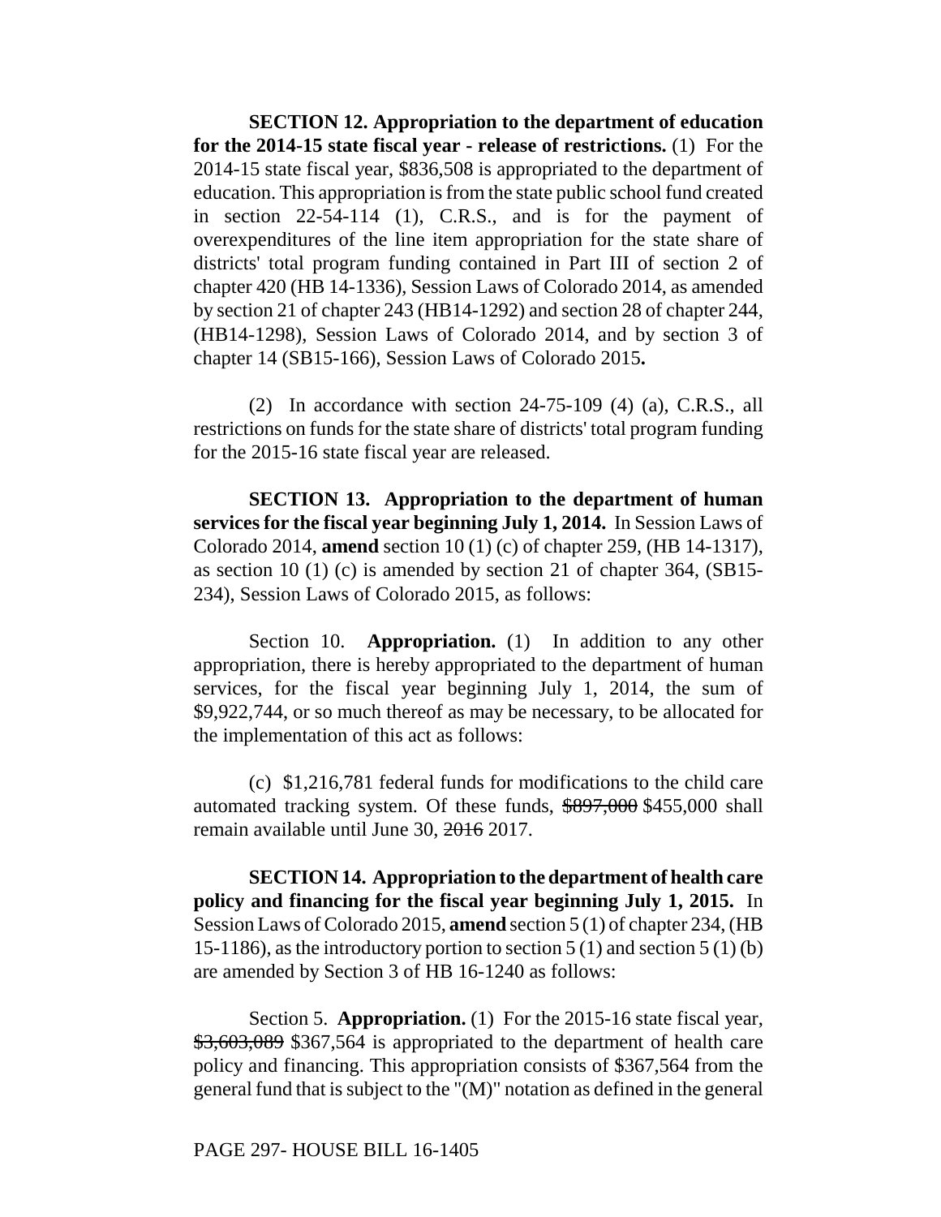**SECTION 12. Appropriation to the department of education for the 2014-15 state fiscal year - release of restrictions.** (1) For the 2014-15 state fiscal year, $836,508 is appropriated to the department of education. This appropriation is from the state public school fund created in section 22-54-114 (1), C.R.S., and is for the payment of overexpenditures of the line item appropriation for the state share of districts' total program funding contained in Part III of section 2 of chapter 420 (HB 14-1336), Session Laws of Colorado 2014, as amended by section 21 of chapter 243 (HB14-1292) and section 28 of chapter 244, (HB14-1298), Session Laws of Colorado 2014, and by section 3 of chapter 14 (SB15-166), Session Laws of Colorado 2015**.**

(2) In accordance with section 24-75-109 (4) (a), C.R.S., all restrictions on funds for the state share of districts' total program funding for the 2015-16 state fiscal year are released.

**SECTION 13. Appropriation to the department of human services for the fiscal year beginning July 1, 2014.** In Session Laws of Colorado 2014, **amend** section 10 (1) (c) of chapter 259, (HB 14-1317), as section 10 (1) (c) is amended by section 21 of chapter 364, (SB15-234), Session Laws of Colorado 2015, as follows:

Section 10. **Appropriation.** (1) In addition to any other appropriation, there is hereby appropriated to the department of human services, for the fiscal year beginning July 1, 2014, the sum of $9,922,744, or so much thereof as may be necessary, to be allocated for the implementation of this act as follows:

(c) $1,216,781 federal funds for modifications to the child care automated tracking system. Of these funds, ~~$897,000~~ $455,000 shall remain available until June 30, ~~2016~~ 2017.

**SECTION 14. Appropriation to the department of health care policy and financing for the fiscal year beginning July 1, 2015.** In Session Laws of Colorado 2015, **amend** section 5 (1) of chapter 234, (HB 15-1186), as the introductory portion to section 5 (1) and section 5 (1) (b) are amended by Section 3 of HB 16-1240 as follows:

Section 5. **Appropriation.** (1) For the 2015-16 state fiscal year, ~~$3,603,089~~ $367,564 is appropriated to the department of health care policy and financing. This appropriation consists of $367,564 from the general fund that is subject to the "(M)" notation as defined in the general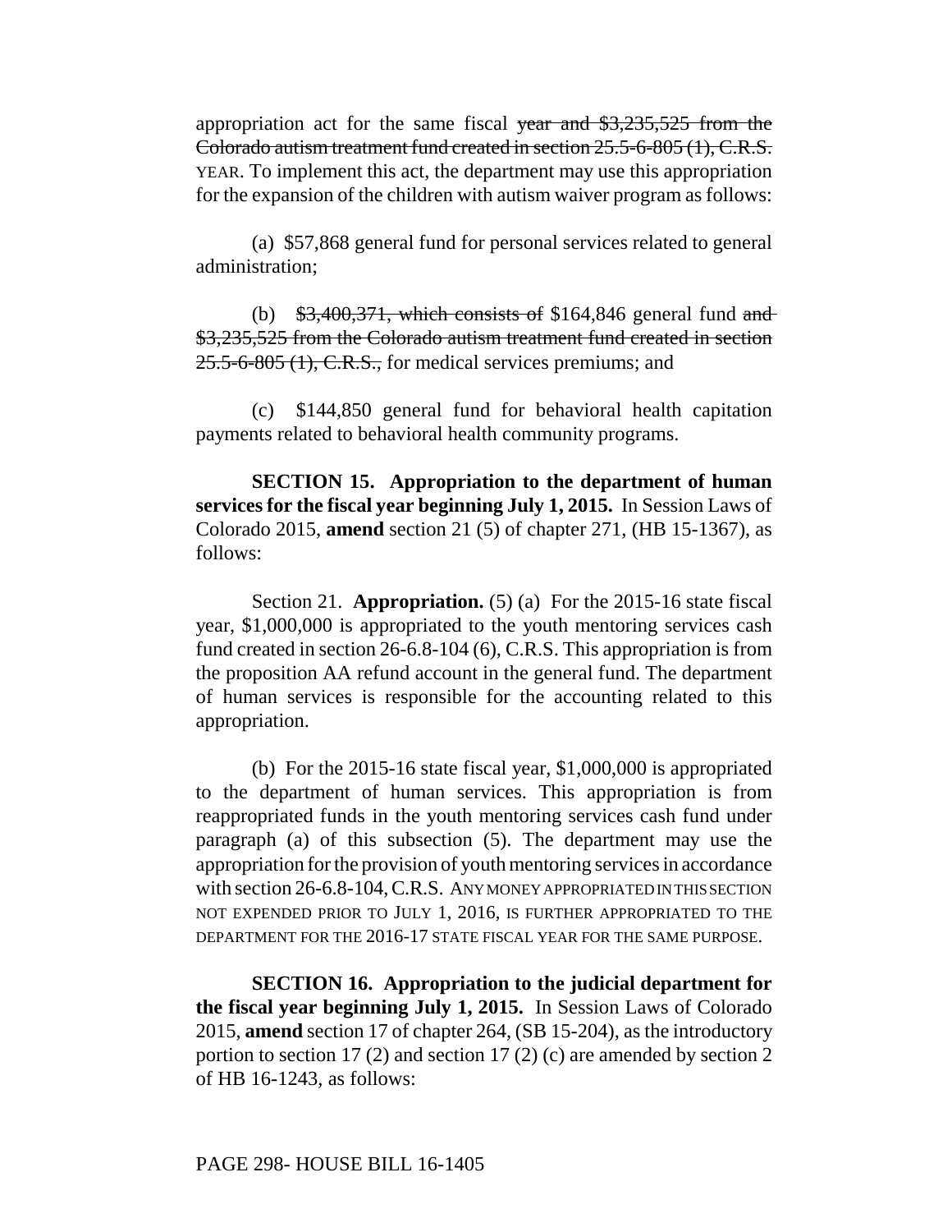appropriation act for the same fiscal ~~year and $3,235,525 from the Colorado autism treatment fund created in section 25.5-6-805 (1), C.R.S.~~ YEAR. To implement this act, the department may use this appropriation for the expansion of the children with autism waiver program as follows:

(a) $57,868 general fund for personal services related to general administration;

(b) ~~$3,400,371, which consists of~~ $164,846 general fund ~~and $3,235,525 from the Colorado autism treatment fund created in section 25.5-6-805 (1), C.R.S.,~~ for medical services premiums; and

(c) $144,850 general fund for behavioral health capitation payments related to behavioral health community programs.

**SECTION 15. Appropriation to the department of human services for the fiscal year beginning July 1, 2015.** In Session Laws of Colorado 2015, **amend** section 21 (5) of chapter 271, (HB 15-1367), as follows:

Section 21. **Appropriation.** (5) (a) For the 2015-16 state fiscal year, $1,000,000 is appropriated to the youth mentoring services cash fund created in section 26-6.8-104 (6), C.R.S. This appropriation is from the proposition AA refund account in the general fund. The department of human services is responsible for the accounting related to this appropriation.

(b) For the 2015-16 state fiscal year, $1,000,000 is appropriated to the department of human services. This appropriation is from reappropriated funds in the youth mentoring services cash fund under paragraph (a) of this subsection (5). The department may use the appropriation for the provision of youth mentoring services in accordance with section 26-6.8-104, C.R.S. ANY MONEY APPROPRIATED IN THIS SECTION NOT EXPENDED PRIOR TO JULY 1, 2016, IS FURTHER APPROPRIATED TO THE DEPARTMENT FOR THE 2016-17 STATE FISCAL YEAR FOR THE SAME PURPOSE.

**SECTION 16. Appropriation to the judicial department for the fiscal year beginning July 1, 2015.** In Session Laws of Colorado 2015, **amend** section 17 of chapter 264, (SB 15-204), as the introductory portion to section 17 (2) and section 17 (2) (c) are amended by section 2 of HB 16-1243, as follows: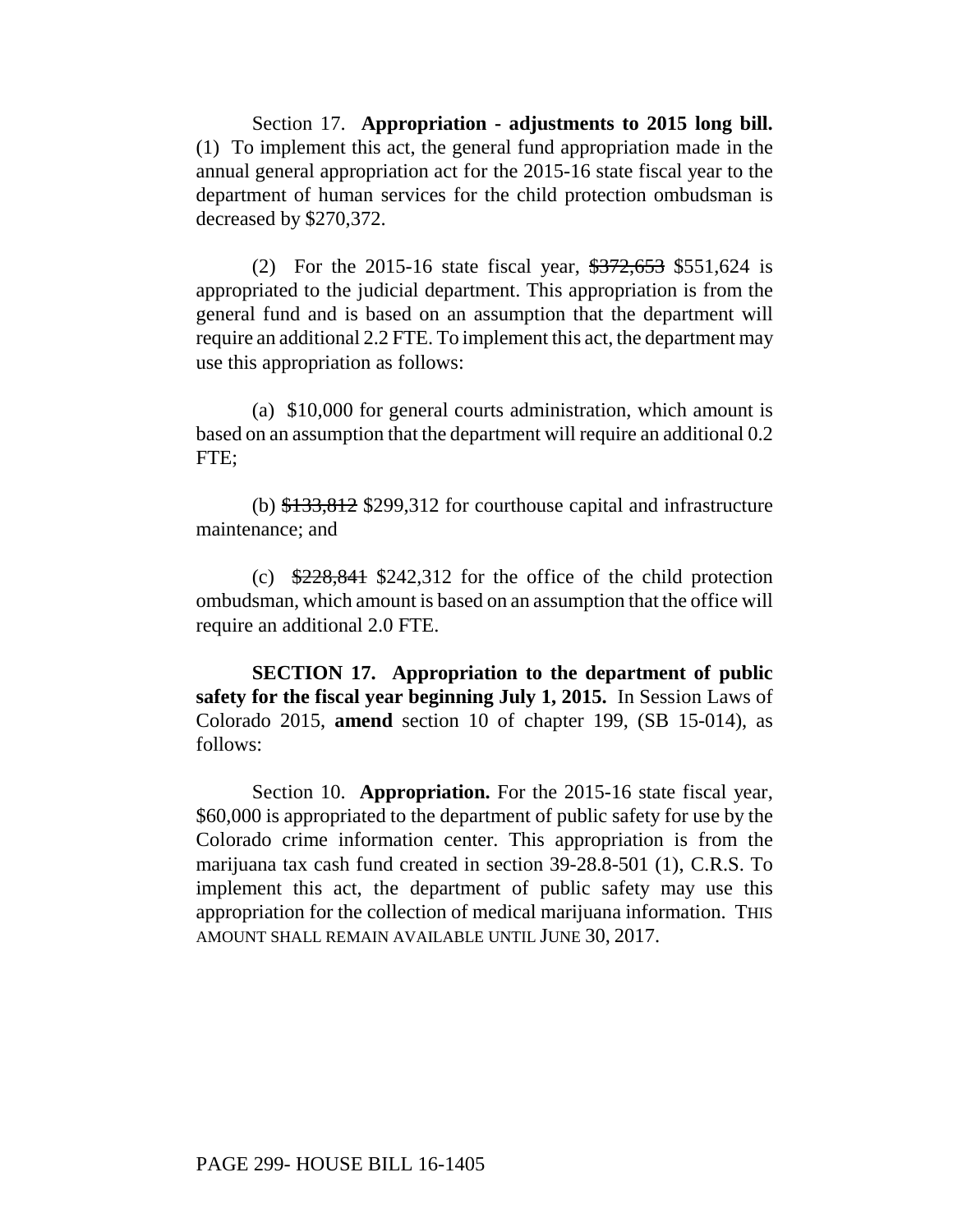Section 17. **Appropriation - adjustments to 2015 long bill.** (1) To implement this act, the general fund appropriation made in the annual general appropriation act for the 2015-16 state fiscal year to the department of human services for the child protection ombudsman is decreased by $270,372.

(2) For the 2015-16 state fiscal year, ~~$372,653~~ $551,624 is appropriated to the judicial department. This appropriation is from the general fund and is based on an assumption that the department will require an additional 2.2 FTE. To implement this act, the department may use this appropriation as follows:

(a) $10,000 for general courts administration, which amount is based on an assumption that the department will require an additional 0.2 FTE;

(b) ~~$133,812~~ $299,312 for courthouse capital and infrastructure maintenance; and

(c) ~~$228,841~~ $242,312 for the office of the child protection ombudsman, which amount is based on an assumption that the office will require an additional 2.0 FTE.

**SECTION 17. Appropriation to the department of public safety for the fiscal year beginning July 1, 2015.** In Session Laws of Colorado 2015, **amend** section 10 of chapter 199, (SB 15-014), as follows:

Section 10. **Appropriation.** For the 2015-16 state fiscal year, $60,000 is appropriated to the department of public safety for use by the Colorado crime information center. This appropriation is from the marijuana tax cash fund created in section 39-28.8-501 (1), C.R.S. To implement this act, the department of public safety may use this appropriation for the collection of medical marijuana information. THIS AMOUNT SHALL REMAIN AVAILABLE UNTIL JUNE 30, 2017.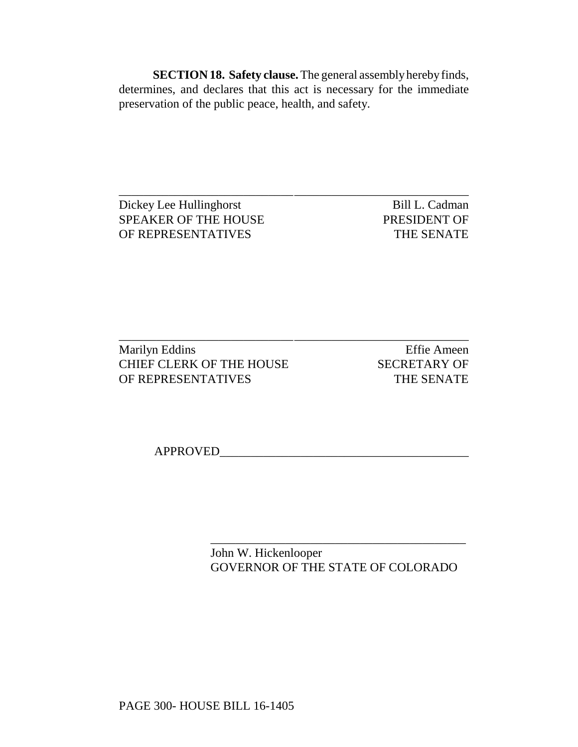**SECTION 18. Safety clause.** The general assembly hereby finds, determines, and declares that this act is necessary for the immediate preservation of the public peace, health, and safety.

____________________________ ____________________________

Dickey Lee Hullinghorst
SPEAKER OF THE HOUSE
OF REPRESENTATIVES

Bill L. Cadman
PRESIDENT OF
THE SENATE

____________________________ ____________________________

Marilyn Eddins
CHIEF CLERK OF THE HOUSE
OF REPRESENTATIVES

Effie Ameen
SECRETARY OF
THE SENATE

APPROVED________________________________________

_________________________________________

John W. Hickenlooper
GOVERNOR OF THE STATE OF COLORADO

PAGE 300- HOUSE BILL 16-1405